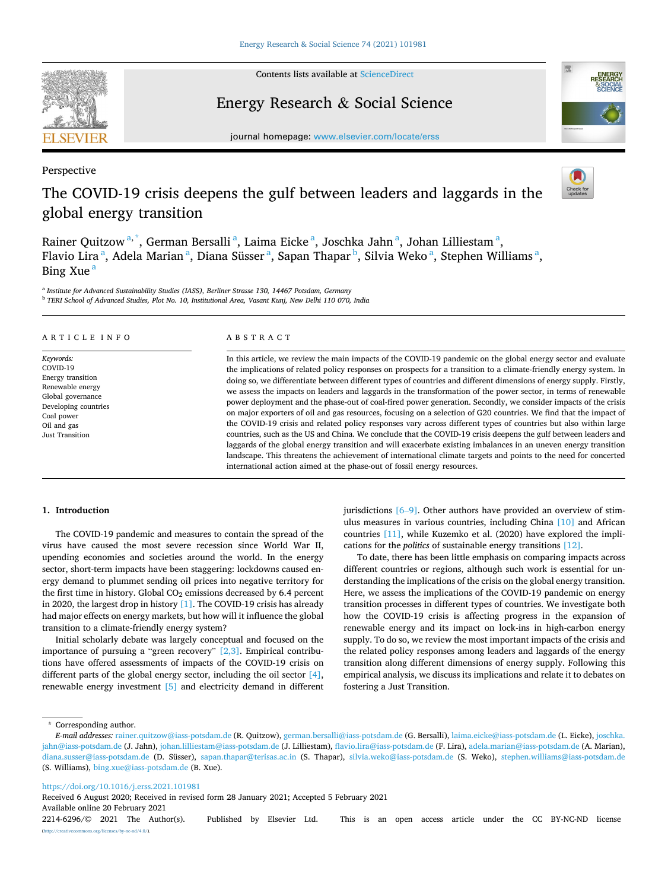Perspective

# The COVID-19 crisis deepens the gulf between leaders and laggards in the global energy transition

Rainer Quitzow [a,*], German Bersalli [a], Laima Eicke [a], Joschka Jahn [a], Johan Lilliestam [a], Flavio Lira [a], Adela Marian [a], Diana Süsser [a], Sapan Thapar [b], Silvia Weko [a], Stephen Williams [a], Bing Xue [a]

[a] Institute for Advanced Sustainability Studies (IASS), Berliner Strasse 130, 14467 Potsdam, Germany
[b] TERI School of Advanced Studies, Plot No. 10, Institutional Area, Vasant Kunj, New Delhi 110 070, India

## ARTICLE INFO

*Keywords:*
COVID-19
Energy transition
Renewable energy
Global governance
Developing countries
Coal power
Oil and gas
Just Transition

## ABSTRACT

In this article, we review the main impacts of the COVID-19 pandemic on the global energy sector and evaluate the implications of related policy responses on prospects for a transition to a climate-friendly energy system. In doing so, we differentiate between different types of countries and different dimensions of energy supply. Firstly, we assess the impacts on leaders and laggards in the transformation of the power sector, in terms of renewable power deployment and the phase-out of coal-fired power generation. Secondly, we consider impacts of the crisis on major exporters of oil and gas resources, focusing on a selection of G20 countries. We find that the impact of the COVID-19 crisis and related policy responses vary across different types of countries but also within large countries, such as the US and China. We conclude that the COVID-19 crisis deepens the gulf between leaders and laggards of the global energy transition and will exacerbate existing imbalances in an uneven energy transition landscape. This threatens the achievement of international climate targets and points to the need for concerted international action aimed at the phase-out of fossil energy resources.

## 1. Introduction

The COVID-19 pandemic and measures to contain the spread of the virus have caused the most severe recession since World War II, upending economies and societies around the world. In the energy sector, short-term impacts have been staggering: lockdowns caused energy demand to plummet sending oil prices into negative territory for the first time in history. Global $CO_2$ emissions decreased by 6.4 percent in 2020, the largest drop in history [1]. The COVID-19 crisis has already had major effects on energy markets, but how will it influence the global transition to a climate-friendly energy system?

Initial scholarly debate was largely conceptual and focused on the importance of pursuing a "green recovery" [2,3]. Empirical contributions have offered assessments of impacts of the COVID-19 crisis on different parts of the global energy sector, including the oil sector [4], renewable energy investment [5] and electricity demand in different jurisdictions [6–9]. Other authors have provided an overview of stimulus measures in various countries, including China [10] and African countries [11], while Kuzemko et al. (2020) have explored the implications for the *politics* of sustainable energy transitions [12].

To date, there has been little emphasis on comparing impacts across different countries or regions, although such work is essential for understanding the implications of the crisis on the global energy transition. Here, we assess the implications of the COVID-19 pandemic on energy transition processes in different types of countries. We investigate both how the COVID-19 crisis is affecting progress in the expansion of renewable energy and its impact on lock-ins in high-carbon energy supply. To do so, we review the most important impacts of the crisis and the related policy responses among leaders and laggards of the energy transition along different dimensions of energy supply. Following this empirical analysis, we discuss its implications and relate it to debates on fostering a Just Transition.

\* Corresponding author.
*E-mail addresses:* rainer.quitzow@iass-potsdam.de (R. Quitzow), german.bersalli@iass-potsdam.de (G. Bersalli), laima.eicke@iass-potsdam.de (L. Eicke), joschka.jahn@iass-potsdam.de (J. Jahn), johan.lilliestam@iass-potsdam.de (J. Lilliestam), flavio.lira@iass-potsdam.de (F. Lira), adela.marian@iass-potsdam.de (A. Marian), diana.susser@iass-potsdam.de (D. Süsser), sapan.thapar@terisas.ac.in (S. Thapar), silvia.weko@iass-potsdam.de (S. Weko), stephen.williams@iass-potsdam.de (S. Williams), bing.xue@iass-potsdam.de (B. Xue).

https://doi.org/10.1016/j.erss.2021.101981
Received 6 August 2020; Received in revised form 28 January 2021; Accepted 5 February 2021
Available online 20 February 2021
2214-6296/© 2021 The Author(s). Published by Elsevier Ltd. This is an open access article under the CC BY-NC-ND license (http://creativecommons.org/licenses/by-nc-nd/4.0/).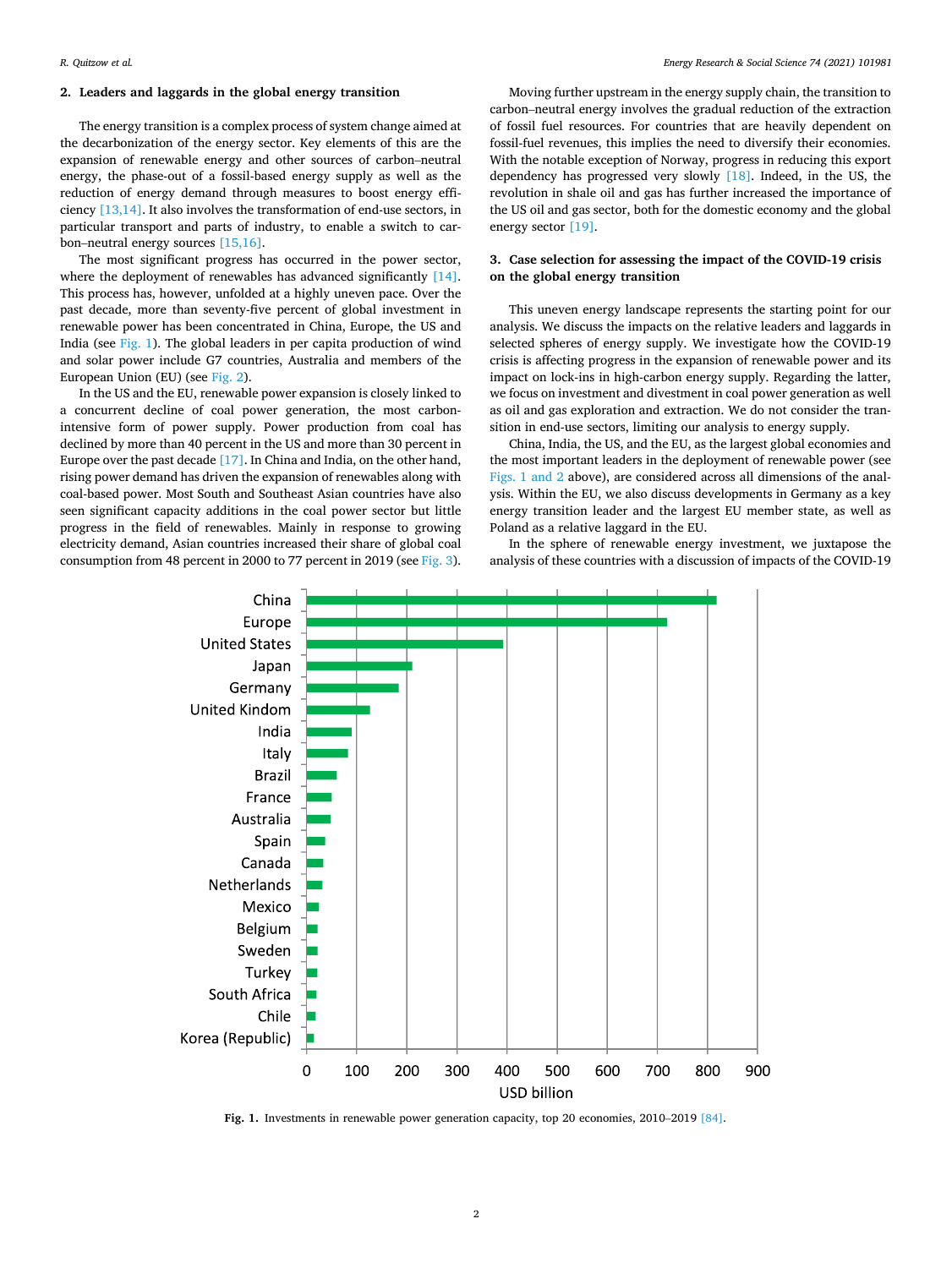## 2. Leaders and laggards in the global energy transition

The energy transition is a complex process of system change aimed at the decarbonization of the energy sector. Key elements of this are the expansion of renewable energy and other sources of carbon–neutral energy, the phase-out of a fossil-based energy supply as well as the reduction of energy demand through measures to boost energy efficiency [13,14]. It also involves the transformation of end-use sectors, in particular transport and parts of industry, to enable a switch to carbon–neutral energy sources [15,16].

The most significant progress has occurred in the power sector, where the deployment of renewables has advanced significantly [14]. This process has, however, unfolded at a highly uneven pace. Over the past decade, more than seventy-five percent of global investment in renewable power has been concentrated in China, Europe, the US and India (see Fig. 1). The global leaders in per capita production of wind and solar power include G7 countries, Australia and members of the European Union (EU) (see Fig. 2).

In the US and the EU, renewable power expansion is closely linked to a concurrent decline of coal power generation, the most carbon-intensive form of power supply. Power production from coal has declined by more than 40 percent in the US and more than 30 percent in Europe over the past decade [17]. In China and India, on the other hand, rising power demand has driven the expansion of renewables along with coal-based power. Most South and Southeast Asian countries have also seen significant capacity additions in the coal power sector but little progress in the field of renewables. Mainly in response to growing electricity demand, Asian countries increased their share of global coal consumption from 48 percent in 2000 to 77 percent in 2019 (see Fig. 3).

Moving further upstream in the energy supply chain, the transition to carbon–neutral energy involves the gradual reduction of the extraction of fossil fuel resources. For countries that are heavily dependent on fossil-fuel revenues, this implies the need to diversify their economies. With the notable exception of Norway, progress in reducing this export dependency has progressed very slowly [18]. Indeed, in the US, the revolution in shale oil and gas has further increased the importance of the US oil and gas sector, both for the domestic economy and the global energy sector [19].

## 3. Case selection for assessing the impact of the COVID-19 crisis on the global energy transition

This uneven energy landscape represents the starting point for our analysis. We discuss the impacts on the relative leaders and laggards in selected spheres of energy supply. We investigate how the COVID-19 crisis is affecting progress in the expansion of renewable power and its impact on lock-ins in high-carbon energy supply. Regarding the latter, we focus on investment and divestment in coal power generation as well as oil and gas exploration and extraction. We do not consider the transition in end-use sectors, limiting our analysis to energy supply.

China, India, the US, and the EU, as the largest global economies and the most important leaders in the deployment of renewable power (see Figs. 1 and 2 above), are considered across all dimensions of the analysis. Within the EU, we also discuss developments in Germany as a key energy transition leader and the largest EU member state, as well as Poland as a relative laggard in the EU.

In the sphere of renewable energy investment, we juxtapose the analysis of these countries with a discussion of impacts of the COVID-19

**Fig. 1.** Investments in renewable power generation capacity, top 20 economies, 2010–2019 [84].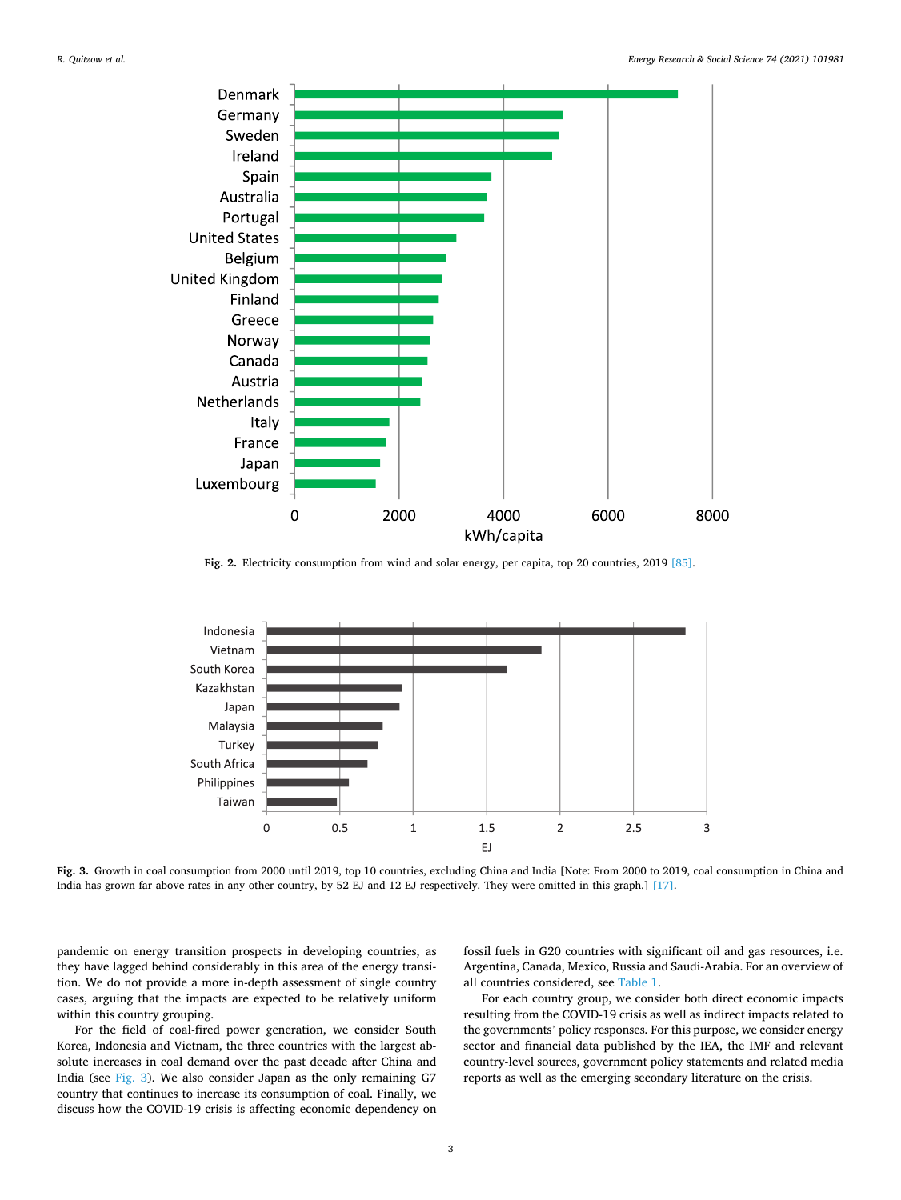Fig. 2. Electricity consumption from wind and solar energy, per capita, top 20 countries, 2019 [85].

Fig. 3. Growth in coal consumption from 2000 until 2019, top 10 countries, excluding China and India [Note: From 2000 to 2019, coal consumption in China and India has grown far above rates in any other country, by 52 EJ and 12 EJ respectively. They were omitted in this graph.] [17].

pandemic on energy transition prospects in developing countries, as they have lagged behind considerably in this area of the energy transition. We do not provide a more in-depth assessment of single country cases, arguing that the impacts are expected to be relatively uniform within this country grouping.

For the field of coal-fired power generation, we consider South Korea, Indonesia and Vietnam, the three countries with the largest absolute increases in coal demand over the past decade after China and India (see Fig. 3). We also consider Japan as the only remaining G7 country that continues to increase its consumption of coal. Finally, we discuss how the COVID-19 crisis is affecting economic dependency on fossil fuels in G20 countries with significant oil and gas resources, i.e. Argentina, Canada, Mexico, Russia and Saudi-Arabia. For an overview of all countries considered, see Table 1.

For each country group, we consider both direct economic impacts resulting from the COVID-19 crisis as well as indirect impacts related to the governments' policy responses. For this purpose, we consider energy sector and financial data published by the IEA, the IMF and relevant country-level sources, government policy statements and related media reports as well as the emerging secondary literature on the crisis.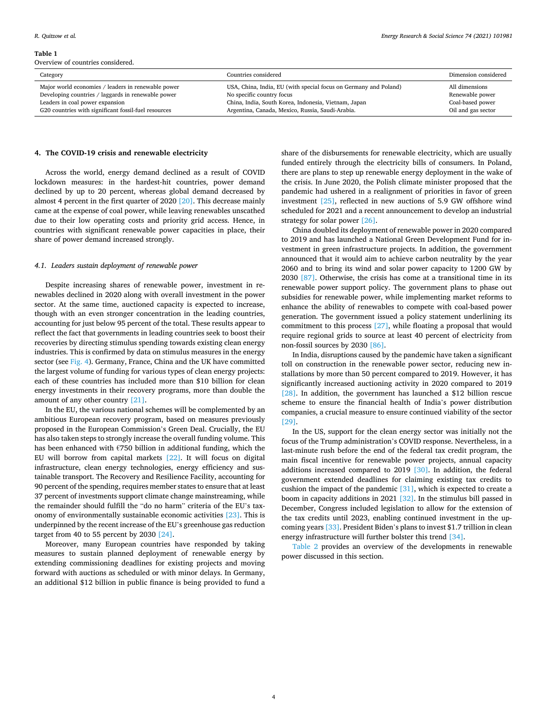**Table 1**
Overview of countries considered.

| Category | Countries considered | Dimension considered |
|---|---|---|
| Major world economies / leaders in renewable power | USA, China, India, EU (with special focus on Germany and Poland) | All dimensions |
| Developing countries / laggards in renewable power | No specific country focus | Renewable power |
| Leaders in coal power expansion | China, India, South Korea, Indonesia, Vietnam, Japan | Coal-based power |
| G20 countries with significant fossil-fuel resources | Argentina, Canada, Mexico, Russia, Saudi-Arabia. | Oil and gas sector |

## 4. The COVID-19 crisis and renewable electricity

Across the world, energy demand declined as a result of COVID lockdown measures: in the hardest-hit countries, power demand declined by up to 20 percent, whereas global demand decreased by almost 4 percent in the first quarter of 2020 [20]. This decrease mainly came at the expense of coal power, while leaving renewables unscathed due to their low operating costs and priority grid access. Hence, in countries with significant renewable power capacities in place, their share of power demand increased strongly.

### *4.1. Leaders sustain deployment of renewable power*

Despite increasing shares of renewable power, investment in renewables declined in 2020 along with overall investment in the power sector. At the same time, auctioned capacity is expected to increase, though with an even stronger concentration in the leading countries, accounting for just below 95 percent of the total. These results appear to reflect the fact that governments in leading countries seek to boost their recoveries by directing stimulus spending towards existing clean energy industries. This is confirmed by data on stimulus measures in the energy sector (see Fig. 4). Germany, France, China and the UK have committed the largest volume of funding for various types of clean energy projects: each of these countries has included more than $10 billion for clean energy investments in their recovery programs, more than double the amount of any other country [21].

In the EU, the various national schemes will be complemented by an ambitious European recovery program, based on measures previously proposed in the European Commission's Green Deal. Crucially, the EU has also taken steps to strongly increase the overall funding volume. This has been enhanced with €750 billion in additional funding, which the EU will borrow from capital markets [22]. It will focus on digital infrastructure, clean energy technologies, energy efficiency and sustainable transport. The Recovery and Resilience Facility, accounting for 90 percent of the spending, requires member states to ensure that at least 37 percent of investments support climate change mainstreaming, while the remainder should fulfill the "do no harm" criteria of the EU's taxonomy of environmentally sustainable economic activities [23]. This is underpinned by the recent increase of the EU's greenhouse gas reduction target from 40 to 55 percent by 2030 [24].

Moreover, many European countries have responded by taking measures to sustain planned deployment of renewable energy by extending commissioning deadlines for existing projects and moving forward with auctions as scheduled or with minor delays. In Germany, an additional $12 billion in public finance is being provided to fund a share of the disbursements for renewable electricity, which are usually funded entirely through the electricity bills of consumers. In Poland, there are plans to step up renewable energy deployment in the wake of the crisis. In June 2020, the Polish climate minister proposed that the pandemic had ushered in a realignment of priorities in favor of green investment [25], reflected in new auctions of 5.9 GW offshore wind scheduled for 2021 and a recent announcement to develop an industrial strategy for solar power [26].

China doubled its deployment of renewable power in 2020 compared to 2019 and has launched a National Green Development Fund for investment in green infrastructure projects. In addition, the government announced that it would aim to achieve carbon neutrality by the year 2060 and to bring its wind and solar power capacity to 1200 GW by 2030 [87]. Otherwise, the crisis has come at a transitional time in its renewable power support policy. The government plans to phase out subsidies for renewable power, while implementing market reforms to enhance the ability of renewables to compete with coal-based power generation. The government issued a policy statement underlining its commitment to this process [27], while floating a proposal that would require regional grids to source at least 40 percent of electricity from non-fossil sources by 2030 [86].

In India, disruptions caused by the pandemic have taken a significant toll on construction in the renewable power sector, reducing new installations by more than 50 percent compared to 2019. However, it has significantly increased auctioning activity in 2020 compared to 2019 [28]. In addition, the government has launched a $12 billion rescue scheme to ensure the financial health of India's power distribution companies, a crucial measure to ensure continued viability of the sector [29].

In the US, support for the clean energy sector was initially not the focus of the Trump administration's COVID response. Nevertheless, in a last-minute rush before the end of the federal tax credit program, the main fiscal incentive for renewable power projects, annual capacity additions increased compared to 2019 [30]. In addition, the federal government extended deadlines for claiming existing tax credits to cushion the impact of the pandemic [31], which is expected to create a boom in capacity additions in 2021 [32]. In the stimulus bill passed in December, Congress included legislation to allow for the extension of the tax credits until 2023, enabling continued investment in the upcoming years [33]. President Biden's plans to invest $1.7 trillion in clean energy infrastructure will further bolster this trend [34].

Table 2 provides an overview of the developments in renewable power discussed in this section.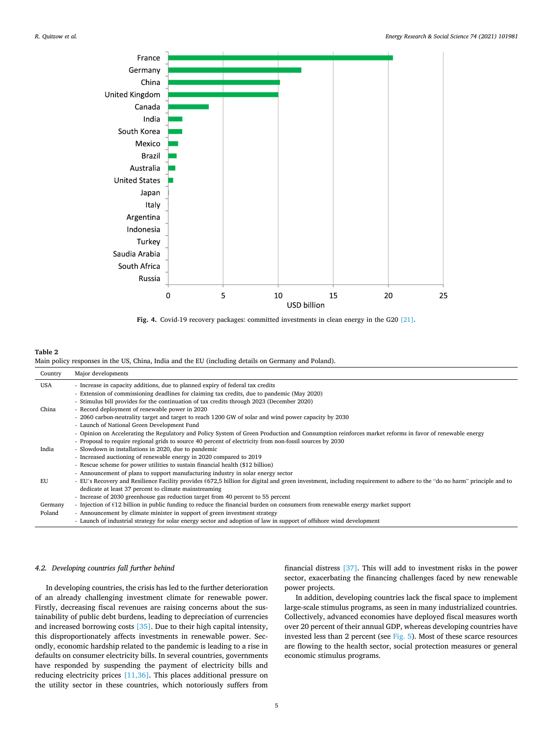**Fig. 4.** Covid-19 recovery packages: committed investments in clean energy in the G20 [21].

**Table 2**
Main policy responses in the US, China, India and the EU (including details on Germany and Poland).

| Country | Major developments |
|---|---|
| USA | - Increase in capacity additions, due to planned expiry of federal tax credits<br>- Extension of commissioning deadlines for claiming tax credits, due to pandemic (May 2020)<br>- Stimulus bill provides for the continuation of tax credits through 2023 (December 2020) |
| China | - Record deployment of renewable power in 2020<br>- 2060 carbon-neutrality target and target to reach 1200 GW of solar and wind power capacity by 2030<br>- Launch of National Green Development Fund<br>- Opinion on Accelerating the Regulatory and Policy System of Green Production and Consumption reinforces market reforms in favor of renewable energy<br>- Proposal to require regional grids to source 40 percent of electricity from non-fossil sources by 2030 |
| India | - Slowdown in installations in 2020, due to pandemic<br>- Increased auctioning of renewable energy in 2020 compared to 2019<br>- Rescue scheme for power utilities to sustain financial health ($12 billion)<br>- Announcement of plans to support manufacturing industry in solar energy sector |
| EU | - EU's Recovery and Resilience Facility provides €672,5 billion for digital and green investment, including requirement to adhere to the "do no harm" principle and to dedicate at least 37 percent to climate mainstreaming<br>- Increase of 2030 greenhouse gas reduction target from 40 percent to 55 percent |
| Germany | - Injection of €12 billion in public funding to reduce the financial burden on consumers from renewable energy market support |
| Poland | - Announcement by climate minister in support of green investment strategy<br>- Launch of industrial strategy for solar energy sector and adoption of law in support of offshore wind development |

### 4.2. *Developing countries fall further behind*

In developing countries, the crisis has led to the further deterioration of an already challenging investment climate for renewable power. Firstly, decreasing fiscal revenues are raising concerns about the sustainability of public debt burdens, leading to depreciation of currencies and increased borrowing costs [35]. Due to their high capital intensity, this disproportionately affects investments in renewable power. Secondly, economic hardship related to the pandemic is leading to a rise in defaults on consumer electricity bills. In several countries, governments have responded by suspending the payment of electricity bills and reducing electricity prices [11,36]. This places additional pressure on the utility sector in these countries, which notoriously suffers from financial distress [37]. This will add to investment risks in the power sector, exacerbating the financing challenges faced by new renewable power projects.

In addition, developing countries lack the fiscal space to implement large-scale stimulus programs, as seen in many industrialized countries. Collectively, advanced economies have deployed fiscal measures worth over 20 percent of their annual GDP, whereas developing countries have invested less than 2 percent (see Fig. 5). Most of these scarce resources are flowing to the health sector, social protection measures or general economic stimulus programs.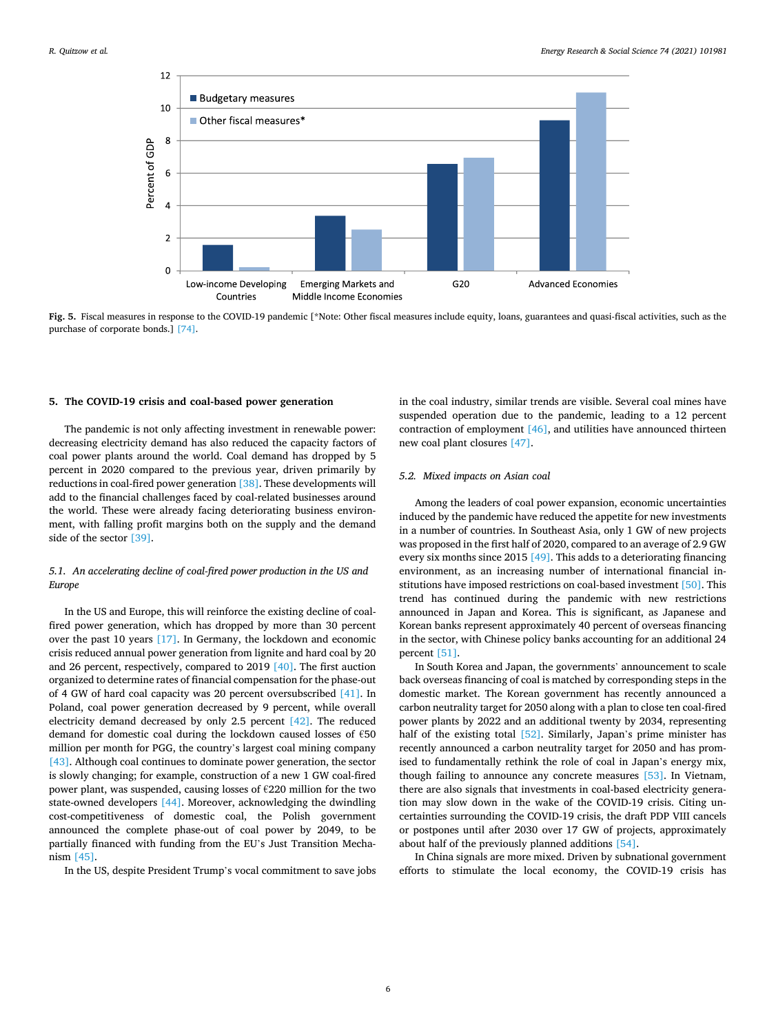Fig. 5. Fiscal measures in response to the COVID-19 pandemic [*Note: Other fiscal measures include equity, loans, guarantees and quasi-fiscal activities, such as the purchase of corporate bonds.] [74].

## 5. The COVID-19 crisis and coal-based power generation

The pandemic is not only affecting investment in renewable power: decreasing electricity demand has also reduced the capacity factors of coal power plants around the world. Coal demand has dropped by 5 percent in 2020 compared to the previous year, driven primarily by reductions in coal-fired power generation [38]. These developments will add to the financial challenges faced by coal-related businesses around the world. These were already facing deteriorating business environment, with falling profit margins both on the supply and the demand side of the sector [39].

### 5.1. An accelerating decline of coal-fired power production in the US and Europe

In the US and Europe, this will reinforce the existing decline of coal-fired power generation, which has dropped by more than 30 percent over the past 10 years [17]. In Germany, the lockdown and economic crisis reduced annual power generation from lignite and hard coal by 20 and 26 percent, respectively, compared to 2019 [40]. The first auction organized to determine rates of financial compensation for the phase-out of 4 GW of hard coal capacity was 20 percent oversubscribed [41]. In Poland, coal power generation decreased by 9 percent, while overall electricity demand decreased by only 2.5 percent [42]. The reduced demand for domestic coal during the lockdown caused losses of €50 million per month for PGG, the country's largest coal mining company [43]. Although coal continues to dominate power generation, the sector is slowly changing; for example, construction of a new 1 GW coal-fired power plant, was suspended, causing losses of €220 million for the two state-owned developers [44]. Moreover, acknowledging the dwindling cost-competitiveness of domestic coal, the Polish government announced the complete phase-out of coal power by 2049, to be partially financed with funding from the EU's Just Transition Mechanism [45].

In the US, despite President Trump's vocal commitment to save jobs in the coal industry, similar trends are visible. Several coal mines have suspended operation due to the pandemic, leading to a 12 percent contraction of employment [46], and utilities have announced thirteen new coal plant closures [47].

### 5.2. Mixed impacts on Asian coal

Among the leaders of coal power expansion, economic uncertainties induced by the pandemic have reduced the appetite for new investments in a number of countries. In Southeast Asia, only 1 GW of new projects was proposed in the first half of 2020, compared to an average of 2.9 GW every six months since 2015 [49]. This adds to a deteriorating financing environment, as an increasing number of international financial institutions have imposed restrictions on coal-based investment [50]. This trend has continued during the pandemic with new restrictions announced in Japan and Korea. This is significant, as Japanese and Korean banks represent approximately 40 percent of overseas financing in the sector, with Chinese policy banks accounting for an additional 24 percent [51].

In South Korea and Japan, the governments' announcement to scale back overseas financing of coal is matched by corresponding steps in the domestic market. The Korean government has recently announced a carbon neutrality target for 2050 along with a plan to close ten coal-fired power plants by 2022 and an additional twenty by 2034, representing half of the existing total [52]. Similarly, Japan's prime minister has recently announced a carbon neutrality target for 2050 and has promised to fundamentally rethink the role of coal in Japan's energy mix, though failing to announce any concrete measures [53]. In Vietnam, there are also signals that investments in coal-based electricity generation may slow down in the wake of the COVID-19 crisis. Citing uncertainties surrounding the COVID-19 crisis, the draft PDP VIII cancels or postpones until after 2030 over 17 GW of projects, approximately about half of the previously planned additions [54].

In China signals are more mixed. Driven by subnational government efforts to stimulate the local economy, the COVID-19 crisis has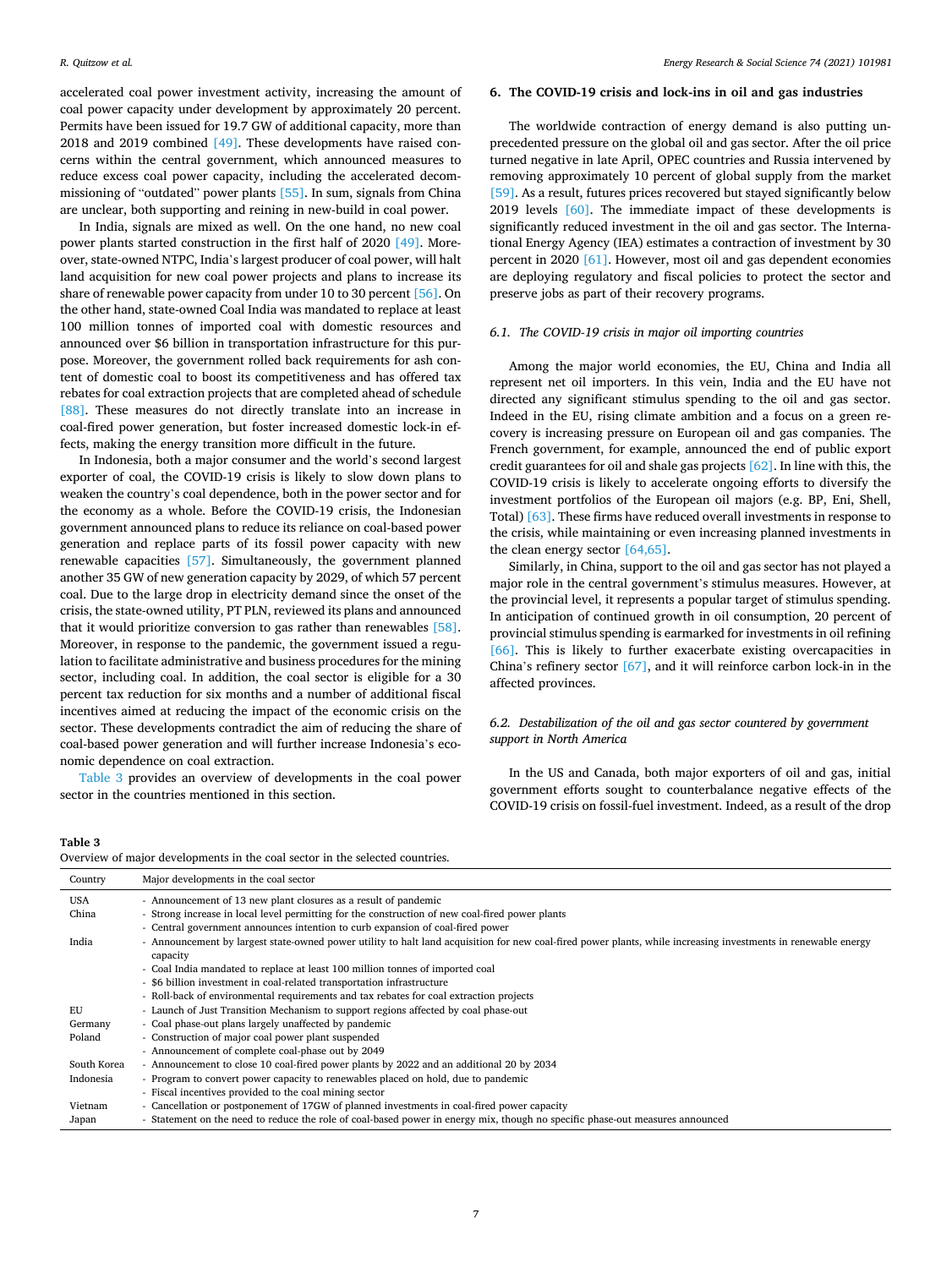accelerated coal power investment activity, increasing the amount of coal power capacity under development by approximately 20 percent. Permits have been issued for 19.7 GW of additional capacity, more than 2018 and 2019 combined [49]. These developments have raised concerns within the central government, which announced measures to reduce excess coal power capacity, including the accelerated decommissioning of "outdated" power plants [55]. In sum, signals from China are unclear, both supporting and reining in new-build in coal power.

In India, signals are mixed as well. On the one hand, no new coal power plants started construction in the first half of 2020 [49]. Moreover, state-owned NTPC, India's largest producer of coal power, will halt land acquisition for new coal power projects and plans to increase its share of renewable power capacity from under 10 to 30 percent [56]. On the other hand, state-owned Coal India was mandated to replace at least 100 million tonnes of imported coal with domestic resources and announced over $6 billion in transportation infrastructure for this purpose. Moreover, the government rolled back requirements for ash content of domestic coal to boost its competitiveness and has offered tax rebates for coal extraction projects that are completed ahead of schedule [88]. These measures do not directly translate into an increase in coal-fired power generation, but foster increased domestic lock-in effects, making the energy transition more difficult in the future.

In Indonesia, both a major consumer and the world's second largest exporter of coal, the COVID-19 crisis is likely to slow down plans to weaken the country's coal dependence, both in the power sector and for the economy as a whole. Before the COVID-19 crisis, the Indonesian government announced plans to reduce its reliance on coal-based power generation and replace parts of its fossil power capacity with new renewable capacities [57]. Simultaneously, the government planned another 35 GW of new generation capacity by 2029, of which 57 percent coal. Due to the large drop in electricity demand since the onset of the crisis, the state-owned utility, PT PLN, reviewed its plans and announced that it would prioritize conversion to gas rather than renewables [58]. Moreover, in response to the pandemic, the government issued a regulation to facilitate administrative and business procedures for the mining sector, including coal. In addition, the coal sector is eligible for a 30 percent tax reduction for six months and a number of additional fiscal incentives aimed at reducing the impact of the economic crisis on the sector. These developments contradict the aim of reducing the share of coal-based power generation and will further increase Indonesia's economic dependence on coal extraction.

Table 3 provides an overview of developments in the coal power sector in the countries mentioned in this section.

## 6. The COVID-19 crisis and lock-ins in oil and gas industries

The worldwide contraction of energy demand is also putting unprecedented pressure on the global oil and gas sector. After the oil price turned negative in late April, OPEC countries and Russia intervened by removing approximately 10 percent of global supply from the market [59]. As a result, futures prices recovered but stayed significantly below 2019 levels [60]. The immediate impact of these developments is significantly reduced investment in the oil and gas sector. The International Energy Agency (IEA) estimates a contraction of investment by 30 percent in 2020 [61]. However, most oil and gas dependent economies are deploying regulatory and fiscal policies to protect the sector and preserve jobs as part of their recovery programs.

### *6.1. The COVID-19 crisis in major oil importing countries*

Among the major world economies, the EU, China and India all represent net oil importers. In this vein, India and the EU have not directed any significant stimulus spending to the oil and gas sector. Indeed in the EU, rising climate ambition and a focus on a green recovery is increasing pressure on European oil and gas companies. The French government, for example, announced the end of public export credit guarantees for oil and shale gas projects [62]. In line with this, the COVID-19 crisis is likely to accelerate ongoing efforts to diversify the investment portfolios of the European oil majors (e.g. BP, Eni, Shell, Total) [63]. These firms have reduced overall investments in response to the crisis, while maintaining or even increasing planned investments in the clean energy sector [64,65].

Similarly, in China, support to the oil and gas sector has not played a major role in the central government's stimulus measures. However, at the provincial level, it represents a popular target of stimulus spending. In anticipation of continued growth in oil consumption, 20 percent of provincial stimulus spending is earmarked for investments in oil refining [66]. This is likely to further exacerbate existing overcapacities in China's refinery sector [67], and it will reinforce carbon lock-in in the affected provinces.

### *6.2. Destabilization of the oil and gas sector countered by government support in North America*

In the US and Canada, both major exporters of oil and gas, initial government efforts sought to counterbalance negative effects of the COVID-19 crisis on fossil-fuel investment. Indeed, as a result of the drop

**Table 3**
Overview of major developments in the coal sector in the selected countries.

| Country | Major developments in the coal sector |
|---|---|
| USA | - Announcement of 13 new plant closures as a result of pandemic |
| China | - Strong increase in local level permitting for the construction of new coal-fired power plants |
| | - Central government announces intention to curb expansion of coal-fired power |
| India | - Announcement by largest state-owned power utility to halt land acquisition for new coal-fired power plants, while increasing investments in renewable energy capacity |
| | - Coal India mandated to replace at least 100 million tonnes of imported coal |
| | - $6 billion investment in coal-related transportation infrastructure |
| | - Roll-back of environmental requirements and tax rebates for coal extraction projects |
| EU | - Launch of Just Transition Mechanism to support regions affected by coal phase-out |
| Germany | - Coal phase-out plans largely unaffected by pandemic |
| Poland | - Construction of major coal power plant suspended |
| | - Announcement of complete coal-phase out by 2049 |
| South Korea | - Announcement to close 10 coal-fired power plants by 2022 and an additional 20 by 2034 |
| Indonesia | - Program to convert power capacity to renewables placed on hold, due to pandemic |
| | - Fiscal incentives provided to the coal mining sector |
| Vietnam | - Cancellation or postponement of 17GW of planned investments in coal-fired power capacity |
| Japan | - Statement on the need to reduce the role of coal-based power in energy mix, though no specific phase-out measures announced |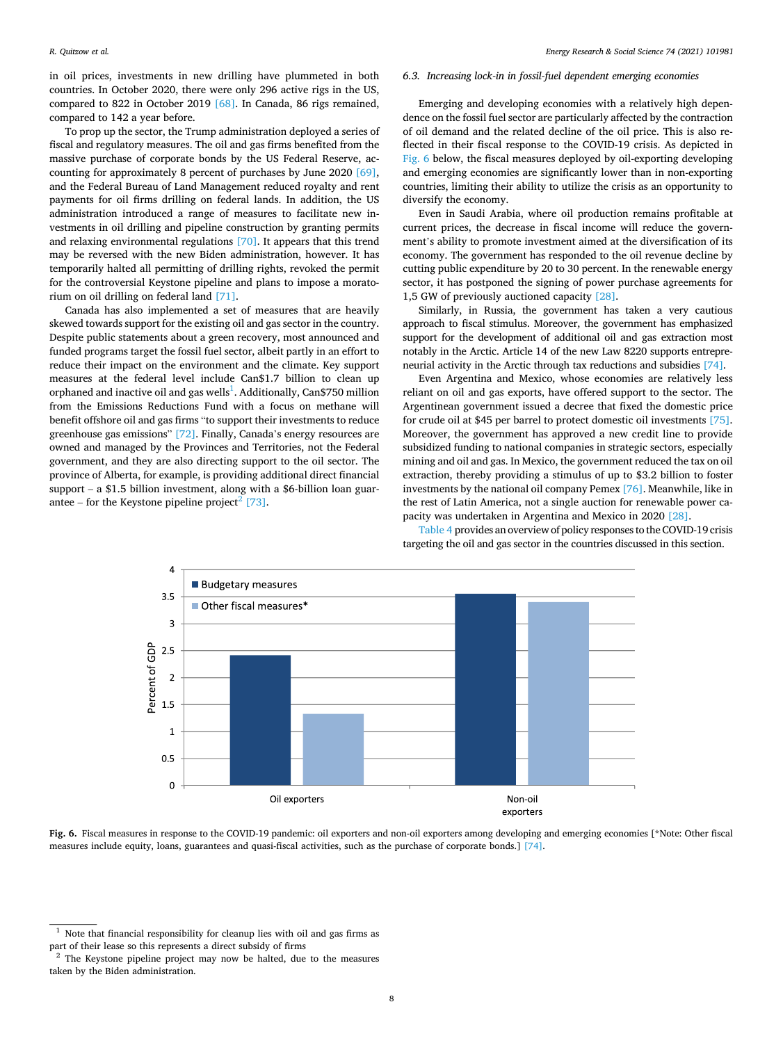in oil prices, investments in new drilling have plummeted in both countries. In October 2020, there were only 296 active rigs in the US, compared to 822 in October 2019 [68]. In Canada, 86 rigs remained, compared to 142 a year before.

To prop up the sector, the Trump administration deployed a series of fiscal and regulatory measures. The oil and gas firms benefited from the massive purchase of corporate bonds by the US Federal Reserve, accounting for approximately 8 percent of purchases by June 2020 [69], and the Federal Bureau of Land Management reduced royalty and rent payments for oil firms drilling on federal lands. In addition, the US administration introduced a range of measures to facilitate new investments in oil drilling and pipeline construction by granting permits and relaxing environmental regulations [70]. It appears that this trend may be reversed with the new Biden administration, however. It has temporarily halted all permitting of drilling rights, revoked the permit for the controversial Keystone pipeline and plans to impose a moratorium on oil drilling on federal land [71].

Canada has also implemented a set of measures that are heavily skewed towards support for the existing oil and gas sector in the country. Despite public statements about a green recovery, most announced and funded programs target the fossil fuel sector, albeit partly in an effort to reduce their impact on the environment and the climate. Key support measures at the federal level include Can$1.7 billion to clean up orphaned and inactive oil and gas wells[1]. Additionally, Can$750 million from the Emissions Reductions Fund with a focus on methane will benefit offshore oil and gas firms "to support their investments to reduce greenhouse gas emissions" [72]. Finally, Canada's energy resources are owned and managed by the Provinces and Territories, not the Federal government, and they are also directing support to the oil sector. The province of Alberta, for example, is providing additional direct financial support – a $1.5 billion investment, along with a $6-billion loan guarantee – for the Keystone pipeline project[2] [73].

### 6.3. Increasing lock-in in fossil-fuel dependent emerging economies

Emerging and developing economies with a relatively high dependence on the fossil fuel sector are particularly affected by the contraction of oil demand and the related decline of the oil price. This is also reflected in their fiscal response to the COVID-19 crisis. As depicted in Fig. 6 below, the fiscal measures deployed by oil-exporting developing and emerging economies are significantly lower than in non-exporting countries, limiting their ability to utilize the crisis as an opportunity to diversify the economy.

Even in Saudi Arabia, where oil production remains profitable at current prices, the decrease in fiscal income will reduce the government's ability to promote investment aimed at the diversification of its economy. The government has responded to the oil revenue decline by cutting public expenditure by 20 to 30 percent. In the renewable energy sector, it has postponed the signing of power purchase agreements for 1,5 GW of previously auctioned capacity [28].

Similarly, in Russia, the government has taken a very cautious approach to fiscal stimulus. Moreover, the government has emphasized support for the development of additional oil and gas extraction most notably in the Arctic. Article 14 of the new Law 8220 supports entrepreneurial activity in the Arctic through tax reductions and subsidies [74].

Even Argentina and Mexico, whose economies are relatively less reliant on oil and gas exports, have offered support to the sector. The Argentinean government issued a decree that fixed the domestic price for crude oil at $45 per barrel to protect domestic oil investments [75]. Moreover, the government has approved a new credit line to provide subsidized funding to national companies in strategic sectors, especially mining and oil and gas. In Mexico, the government reduced the tax on oil extraction, thereby providing a stimulus of up to $3.2 billion to foster investments by the national oil company Pemex [76]. Meanwhile, like in the rest of Latin America, not a single auction for renewable power capacity was undertaken in Argentina and Mexico in 2020 [28].

Table 4 provides an overview of policy responses to the COVID-19 crisis targeting the oil and gas sector in the countries discussed in this section.

**Fig. 6.** Fiscal measures in response to the COVID-19 pandemic: oil exporters and non-oil exporters among developing and emerging economies [*Note: Other fiscal measures include equity, loans, guarantees and quasi-fiscal activities, such as the purchase of corporate bonds.] [74].

[1] Note that financial responsibility for cleanup lies with oil and gas firms as part of their lease so this represents a direct subsidy of firms

[2] The Keystone pipeline project may now be halted, due to the measures taken by the Biden administration.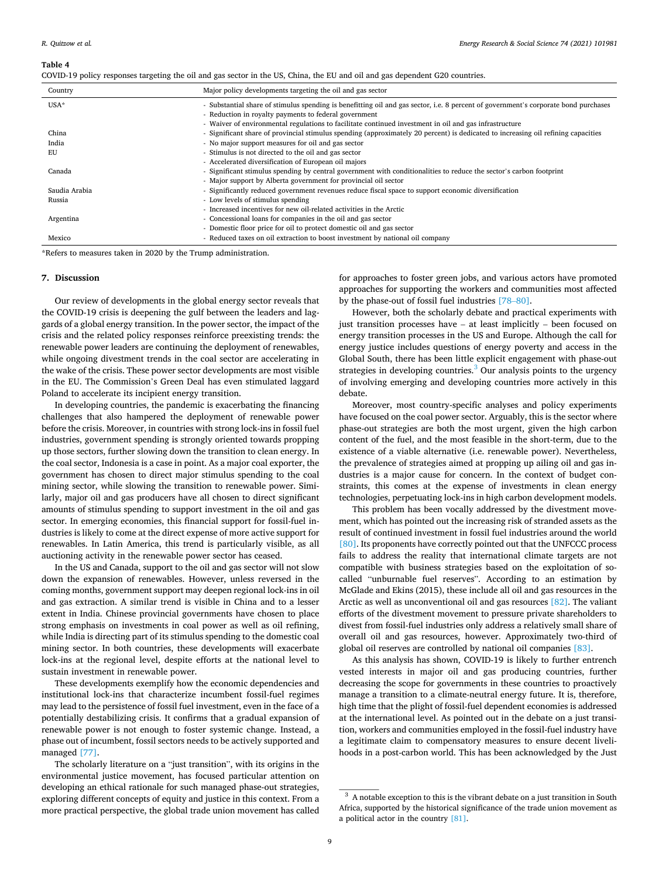**Table 4**
COVID-19 policy responses targeting the oil and gas sector in the US, China, the EU and oil and gas dependent G20 countries.

| Country | Major policy developments targeting the oil and gas sector |
|---|---|
| USA* | - Substantial share of stimulus spending is benefitting oil and gas sector, i.e. 8 percent of government's corporate bond purchases<br>- Reduction in royalty payments to federal government<br>- Waiver of environmental regulations to facilitate continued investment in oil and gas infrastructure |
| China | - Significant share of provincial stimulus spending (approximately 20 percent) is dedicated to increasing oil refining capacities |
| India | - No major support measures for oil and gas sector |
| EU | - Stimulus is not directed to the oil and gas sector<br>- Accelerated diversification of European oil majors |
| Canada | - Significant stimulus spending by central government with conditionalities to reduce the sector's carbon footprint<br>- Major support by Alberta government for provincial oil sector |
| Saudia Arabia | - Significantly reduced government revenues reduce fiscal space to support economic diversification |
| Russia | - Low levels of stimulus spending<br>- Increased incentives for new oil-related activities in the Arctic |
| Argentina | - Concessional loans for companies in the oil and gas sector<br>- Domestic floor price for oil to protect domestic oil and gas sector |
| Mexico | - Reduced taxes on oil extraction to boost investment by national oil company |

*Refers to measures taken in 2020 by the Trump administration.

## 7. Discussion

Our review of developments in the global energy sector reveals that the COVID-19 crisis is deepening the gulf between the leaders and laggards of a global energy transition. In the power sector, the impact of the crisis and the related policy responses reinforce preexisting trends: the renewable power leaders are continuing the deployment of renewables, while ongoing divestment trends in the coal sector are accelerating in the wake of the crisis. These power sector developments are most visible in the EU. The Commission's Green Deal has even stimulated laggard Poland to accelerate its incipient energy transition.

In developing countries, the pandemic is exacerbating the financing challenges that also hampered the deployment of renewable power before the crisis. Moreover, in countries with strong lock-ins in fossil fuel industries, government spending is strongly oriented towards propping up those sectors, further slowing down the transition to clean energy. In the coal sector, Indonesia is a case in point. As a major coal exporter, the government has chosen to direct major stimulus spending to the coal mining sector, while slowing the transition to renewable power. Similarly, major oil and gas producers have all chosen to direct significant amounts of stimulus spending to support investment in the oil and gas sector. In emerging economies, this financial support for fossil-fuel industries is likely to come at the direct expense of more active support for renewables. In Latin America, this trend is particularly visible, as all auctioning activity in the renewable power sector has ceased.

In the US and Canada, support to the oil and gas sector will not slow down the expansion of renewables. However, unless reversed in the coming months, government support may deepen regional lock-ins in oil and gas extraction. A similar trend is visible in China and to a lesser extent in India. Chinese provincial governments have chosen to place strong emphasis on investments in coal power as well as oil refining, while India is directing part of its stimulus spending to the domestic coal mining sector. In both countries, these developments will exacerbate lock-ins at the regional level, despite efforts at the national level to sustain investment in renewable power.

These developments exemplify how the economic dependencies and institutional lock-ins that characterize incumbent fossil-fuel regimes may lead to the persistence of fossil fuel investment, even in the face of a potentially destabilizing crisis. It confirms that a gradual expansion of renewable power is not enough to foster systemic change. Instead, a phase out of incumbent, fossil sectors needs to be actively supported and managed [77].

The scholarly literature on a "just transition", with its origins in the environmental justice movement, has focused particular attention on developing an ethical rationale for such managed phase-out strategies, exploring different concepts of equity and justice in this context. From a more practical perspective, the global trade union movement has called for approaches to foster green jobs, and various actors have promoted approaches for supporting the workers and communities most affected by the phase-out of fossil fuel industries [78–80].

However, both the scholarly debate and practical experiments with just transition processes have – at least implicitly – been focused on energy transition processes in the US and Europe. Although the call for energy justice includes questions of energy poverty and access in the Global South, there has been little explicit engagement with phase-out strategies in developing countries.[3] Our analysis points to the urgency of involving emerging and developing countries more actively in this debate.

Moreover, most country-specific analyses and policy experiments have focused on the coal power sector. Arguably, this is the sector where phase-out strategies are both the most urgent, given the high carbon content of the fuel, and the most feasible in the short-term, due to the existence of a viable alternative (i.e. renewable power). Nevertheless, the prevalence of strategies aimed at propping up ailing oil and gas industries is a major cause for concern. In the context of budget constraints, this comes at the expense of investments in clean energy technologies, perpetuating lock-ins in high carbon development models.

This problem has been vocally addressed by the divestment movement, which has pointed out the increasing risk of stranded assets as the result of continued investment in fossil fuel industries around the world [80]. Its proponents have correctly pointed out that the UNFCCC process fails to address the reality that international climate targets are not compatible with business strategies based on the exploitation of so-called "unburnable fuel reserves". According to an estimation by McGlade and Ekins (2015), these include all oil and gas resources in the Arctic as well as unconventional oil and gas resources [82]. The valiant efforts of the divestment movement to pressure private shareholders to divest from fossil-fuel industries only address a relatively small share of overall oil and gas resources, however. Approximately two-third of global oil reserves are controlled by national oil companies [83].

As this analysis has shown, COVID-19 is likely to further entrench vested interests in major oil and gas producing countries, further decreasing the scope for governments in these countries to proactively manage a transition to a climate-neutral energy future. It is, therefore, high time that the plight of fossil-fuel dependent economies is addressed at the international level. As pointed out in the debate on a just transition, workers and communities employed in the fossil-fuel industry have a legitimate claim to compensatory measures to ensure decent livelihoods in a post-carbon world. This has been acknowledged by the Just

[3] A notable exception to this is the vibrant debate on a just transition in South Africa, supported by the historical significance of the trade union movement as a political actor in the country [81].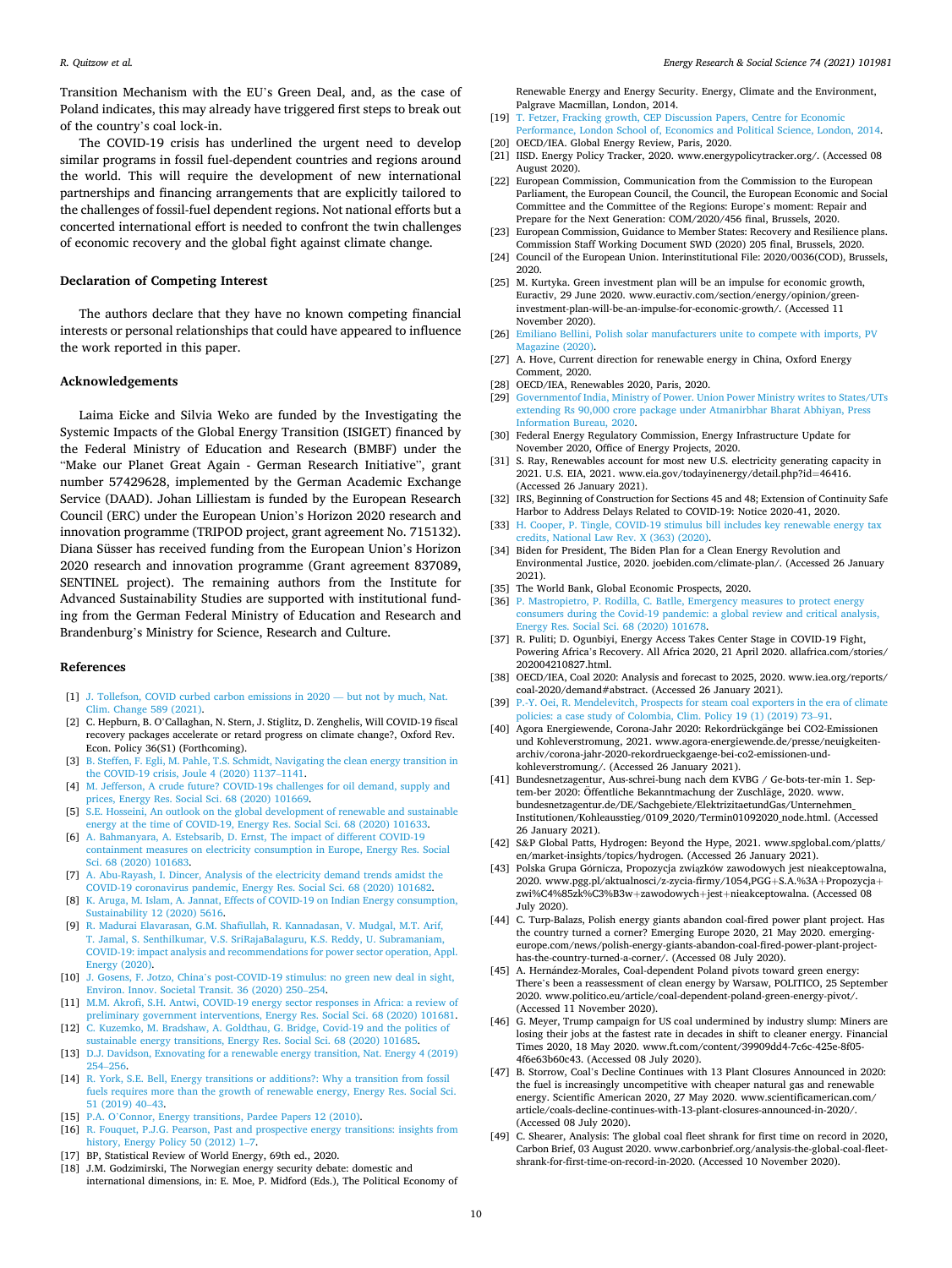Transition Mechanism with the EU's Green Deal, and, as the case of Poland indicates, this may already have triggered first steps to break out of the country's coal lock-in.

The COVID-19 crisis has underlined the urgent need to develop similar programs in fossil fuel-dependent countries and regions around the world. This will require the development of new international partnerships and financing arrangements that are explicitly tailored to the challenges of fossil-fuel dependent regions. Not national efforts but a concerted international effort is needed to confront the twin challenges of economic recovery and the global fight against climate change.

### Declaration of Competing Interest

The authors declare that they have no known competing financial interests or personal relationships that could have appeared to influence the work reported in this paper.

### Acknowledgements

Laima Eicke and Silvia Weko are funded by the Investigating the Systemic Impacts of the Global Energy Transition (ISIGET) financed by the Federal Ministry of Education and Research (BMBF) under the "Make our Planet Great Again - German Research Initiative", grant number 57429628, implemented by the German Academic Exchange Service (DAAD). Johan Lilliestam is funded by the European Research Council (ERC) under the European Union's Horizon 2020 research and innovation programme (TRIPOD project, grant agreement No. 715132). Diana Süsser has received funding from the European Union's Horizon 2020 research and innovation programme (Grant agreement 837089, SENTINEL project). The remaining authors from the Institute for Advanced Sustainability Studies are supported with institutional funding from the German Federal Ministry of Education and Research and Brandenburg's Ministry for Science, Research and Culture.

### References

[1] J. Tollefson, COVID curbed carbon emissions in 2020 — but not by much, Nat. Clim. Change 589 (2021).
[2] C. Hepburn, B. O'Callaghan, N. Stern, J. Stiglitz, D. Zenghelis, Will COVID-19 fiscal recovery packages accelerate or retard progress on climate change?, Oxford Rev. Econ. Policy 36(S1) (Forthcoming).
[3] B. Steffen, F. Egli, M. Pahle, T.S. Schmidt, Navigating the clean energy transition in the COVID-19 crisis, Joule 4 (2020) 1137–1141.
[4] M. Jefferson, A crude future? COVID-19s challenges for oil demand, supply and prices, Energy Res. Social Sci. 68 (2020) 101669.
[5] S.E. Hosseini, An outlook on the global development of renewable and sustainable energy at the time of COVID-19, Energy Res. Social Sci. 68 (2020) 101633.
[6] A. Bahmanyara, A. Estebsarib, D. Ernst, The impact of different COVID-19 containment measures on electricity consumption in Europe, Energy Res. Social Sci. 68 (2020) 101683.
[7] A. Abu-Rayash, I. Dincer, Analysis of the electricity demand trends amidst the COVID-19 coronavirus pandemic, Energy Res. Social Sci. 68 (2020) 101682.
[8] K. Aruga, M. Islam, A. Jannat, Effects of COVID-19 on Indian Energy consumption, Sustainability 12 (2020) 5616.
[9] R. Madurai Elavarasan, G.M. Shafiullah, R. Kannadasan, V. Mudgal, M.T. Arif, T. Jamal, S. Senthilkumar, V.S. SriRajaBalaguru, K.S. Reddy, U. Subramaniam, COVID-19: impact analysis and recommendations for power sector operation, Appl. Energy (2020).
[10] J. Gosens, F. Jotzo, China's post-COVID-19 stimulus: no green new deal in sight, Environ. Innov. Societal Transit. 36 (2020) 250–254.
[11] M.M. Akrofi, S.H. Antwi, COVID-19 energy sector responses in Africa: a review of preliminary government interventions, Energy Res. Social Sci. 68 (2020) 101681.
[12] C. Kuzemko, M. Bradshaw, A. Goldthau, G. Bridge, Covid-19 and the politics of sustainable energy transitions, Energy Res. Social Sci. 68 (2020) 101685.
[13] D.J. Davidson, Exnovating for a renewable energy transition, Nat. Energy 4 (2019) 254–256.
[14] R. York, S.E. Bell, Energy transitions or additions?: Why a transition from fossil fuels requires more than the growth of renewable energy, Energy Res. Social Sci. 51 (2019) 40–43.
[15] P.A. O'Connor, Energy transitions, Pardee Papers 12 (2010).
[16] R. Fouquet, P.J.G. Pearson, Past and prospective energy transitions: insights from history, Energy Policy 50 (2012) 1–7.
[17] BP, Statistical Review of World Energy, 69th ed., 2020.
[18] J.M. Godzimirski, The Norwegian energy security debate: domestic and international dimensions, in: E. Moe, P. Midford (Eds.), The Political Economy of Renewable Energy and Energy Security. Energy, Climate and the Environment, Palgrave Macmillan, London, 2014.
[19] T. Fetzer, Fracking growth, CEP Discussion Papers, Centre for Economic Performance, London School of, Economics and Political Science, London, 2014.
[20] OECD/IEA. Global Energy Review, Paris, 2020.
[21] IISD. Energy Policy Tracker, 2020. www.energypolicytracker.org/. (Accessed 08 August 2020).
[22] European Commission, Communication from the Commission to the European Parliament, the European Council, the Council, the European Economic and Social Committee and the Committee of the Regions: Europe's moment: Repair and Prepare for the Next Generation: COM/2020/456 final, Brussels, 2020.
[23] European Commission, Guidance to Member States: Recovery and Resilience plans. Commission Staff Working Document SWD (2020) 205 final, Brussels, 2020.
[24] Council of the European Union. Interinstitutional File: 2020/0036(COD), Brussels, 2020.
[25] M. Kurtyka. Green investment plan will be an impulse for economic growth, Euractiv, 29 June 2020. www.euractiv.com/section/energy/opinion/green-investment-plan-will-be-an-impulse-for-economic-growth/. (Accessed 11 November 2020).
[26] Emiliano Bellini, Polish solar manufacturers unite to compete with imports, PV Magazine (2020).
[27] A. Hove, Current direction for renewable energy in China, Oxford Energy Comment, 2020.
[28] OECD/IEA, Renewables 2020, Paris, 2020.
[29] Governmentof India, Ministry of Power. Union Power Ministry writes to States/UTs extending Rs 90,000 crore package under Atmanirbhar Bharat Abhiyan, Press Information Bureau, 2020.
[30] Federal Energy Regulatory Commission, Energy Infrastructure Update for November 2020, Office of Energy Projects, 2020.
[31] S. Ray, Renewables account for most new U.S. electricity generating capacity in 2021. U.S. EIA, 2021. www.eia.gov/todayinenergy/detail.php?id=46416. (Accessed 26 January 2021).
[32] IRS, Beginning of Construction for Sections 45 and 48; Extension of Continuity Safe Harbor to Address Delays Related to COVID-19: Notice 2020-41, 2020.
[33] H. Cooper, P. Tingle, COVID-19 stimulus bill includes key renewable energy tax credits, National Law Rev. X (363) (2020).
[34] Biden for President, The Biden Plan for a Clean Energy Revolution and Environmental Justice, 2020. joebiden.com/climate-plan/. (Accessed 26 January 2021).
[35] The World Bank, Global Economic Prospects, 2020.
[36] P. Mastropietro, P. Rodilla, C. Batlle, Emergency measures to protect energy consumers during the Covid-19 pandemic: a global review and critical analysis, Energy Res. Social Sci. 68 (2020) 101678.
[37] R. Puliti; D. Ogunbiyi, Energy Access Takes Center Stage in COVID-19 Fight, Powering Africa's Recovery. All Africa 2020, 21 April 2020. allafrica.com/stories/202004210827.html.
[38] OECD/IEA, Coal 2020: Analysis and forecast to 2025, 2020. www.iea.org/reports/coal-2020/demand#abstract. (Accessed 26 January 2021).
[39] P.-Y. Oei, R. Mendelevitch, Prospects for steam coal exporters in the era of climate policies: a case study of Colombia, Clim. Policy 19 (1) (2019) 73–91.
[40] Agora Energiewende, Corona-Jahr 2020: Rekordrückgänge bei CO2-Emissionen und Kohleverstromung, 2021. www.agora-energiewende.de/presse/neuigkeiten-archiv/corona-jahr-2020-rekordrueckgaenge-bei-co2-emissionen-und-kohleverstromung/. (Accessed 26 January 2021).
[41] Bundesnetzagentur, Aus-schrei-bung nach dem KVBG / Ge-bots-ter-min 1. Sep-tem-ber 2020: Öffentliche Bekanntmachung der Zuschläge, 2020. www.bundesnetzagentur.de/DE/Sachgebiete/ElektrizitaetundGas/Unternehmen_Institutionen/Kohleausstieg/0109_2020/Termin01092020_node.html. (Accessed 26 January 2021).
[42] S&P Global Patts, Hydrogen: Beyond the Hype, 2021. www.spglobal.com/platts/en/market-insights/topics/hydrogen. (Accessed 26 January 2021).
[43] Polska Grupa Górnicza, Propozycja związków zawodowych jest nieakceptowalna, 2020. www.pgg.pl/aktualnosci/z-zycia-firmy/1054,PGG+S.A.%3A+Propozycja+zwi%C4%85zk%C3%B3w+zawodowych+jest+nieakceptowalna. (Accessed 08 July 2020).
[44] C. Turp-Balazs, Polish energy giants abandon coal-fired power plant project. Has the country turned a corner? Emerging Europe 2020, 21 May 2020. emerging-europe.com/news/polish-energy-giants-abandon-coal-fired-power-plant-project-has-the-country-turned-a-corner/. (Accessed 08 July 2020).
[45] A. Hernández-Morales, Coal-dependent Poland pivots toward green energy: There's been a reassessment of clean energy by Warsaw, POLITICO, 25 September 2020. www.politico.eu/article/coal-dependent-poland-green-energy-pivot/. (Accessed 11 November 2020).
[46] G. Meyer, Trump campaign for US coal undermined by industry slump: Miners are losing their jobs at the fastest rate in decades in shift to cleaner energy. Financial Times 2020, 18 May 2020. www.ft.com/content/39909dd4-7c6c-425e-8f05-4f6e63b60c43. (Accessed 08 July 2020).
[47] B. Storrow, Coal's Decline Continues with 13 Plant Closures Announced in 2020: the fuel is increasingly uncompetitive with cheaper natural gas and renewable energy. Scientific American 2020, 27 May 2020. www.scientificamerican.com/article/coals-decline-continues-with-13-plant-closures-announced-in-2020/. (Accessed 08 July 2020).
[49] C. Shearer, Analysis: The global coal fleet shrank for first time on record in 2020, Carbon Brief, 03 August 2020. www.carbonbrief.org/analysis-the-global-coal-fleet-shrank-for-first-time-on-record-in-2020. (Accessed 10 November 2020).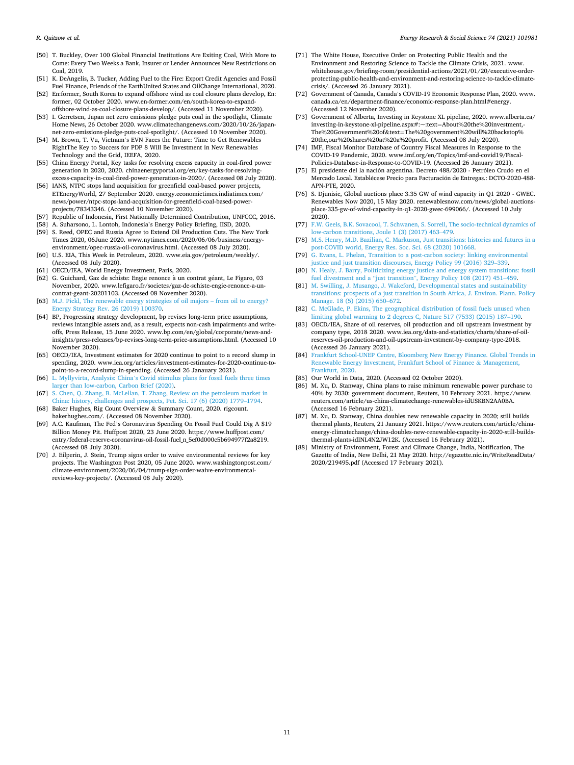[50] T. Buckley, Over 100 Global Financial Institutions Are Exiting Coal, With More to Come: Every Two Weeks a Bank, Insurer or Lender Announces New Restrictions on Coal, 2019.

[51] K. DeAngelis, B. Tucker, Adding Fuel to the Fire: Export Credit Agencies and Fossil Fuel Finance, Friends of the EarthUnited States and OilChange International, 2020.

[52] En:former, South Korea to expand offshore wind as coal closure plans develop, En: former, 02 October 2020. www.en-former.com/en/south-korea-to-expand-offshore-wind-as-coal-closure-plans-develop/. (Accessed 11 November 2020).

[53] I. Gerretsen, Japan net zero emissions pledge puts coal in the spotlight, Climate Home News, 26 October 2020. www.climatechangenews.com/2020/10/26/japan-net-zero-emissions-pledge-puts-coal-spotlight/. (Accessed 10 November 2020).

[54] M. Brown, T. Vu, Vietnam's EVN Faces the Future: Time to Get Renewables RightThe Key to Success for PDP 8 Will Be Investment in New Renewables Technology and the Grid, IEEFA, 2020.

[55] China Energy Portal, Key tasks for resolving excess capacity in coal-fired power generation in 2020, 2020. chinaenergyportal.org/en/key-tasks-for-resolving-excess-capacity-in-coal-fired-power-generation-in-2020/. (Accessed 08 July 2020).

[56] IANS, NTPC stops land acquisition for greenfield coal-based power projects, ETEnergyWorld, 27 September 2020. energy.economictimes.indiatimes.com/news/power/ntpc-stops-land-acquisition-for-greenfield-coal-based-power-projects/78343346. (Accessed 10 November 2020).

[57] Republic of Indonesia, First Nationally Determined Contribution, UNFCCC, 2016.

[58] A. Suharsono, L. Lontoh, Indonesia's Energy Policy Briefing, IISD, 2020.

[59] S. Reed, OPEC and Russia Agree to Extend Oil Production Cuts. The New York Times 2020, 06June 2020. www.nytimes.com/2020/06/06/business/energy-environment/opec-russia-oil-coronavirus.html. (Accessed 08 July 2020).

[60] U.S. EIA, This Week in Petroleum, 2020. www.eia.gov/petroleum/weekly/. (Accessed 08 July 2020).

[61] OECD/IEA, World Energy Investment, Paris, 2020.

[62] G. Guichard, Gaz de schiste: Engie renonce à un contrat géant, Le Figaro, 03 November, 2020. www.lefigaro.fr/societes/gaz-de-schiste-engie-renonce-a-un-contrat-geant-20201103. (Accessed 08 November 2020).

[63] M.J. Pickl, The renewable energy strategies of oil majors – from oil to energy? Energy Strategy Rev. 26 (2019) 100370.

[64] BP, Progressing strategy development, bp revises long-term price assumptions, reviews intangible assets and, as a result, expects non-cash impairments and write-offs, Press Release, 15 June 2020. www.bp.com/en/global/corporate/news-and-insights/press-releases/bp-revises-long-term-price-assumptions.html. (Accessed 10 November 2020).

[65] OECD/IEA, Investment estimates for 2020 continue to point to a record slump in spending, 2020. www.iea.org/articles/investment-estimates-for-2020-continue-to-point-to-a-record-slump-in-spending. (Accessed 26 Janauary 2021).

[66] L. Myllyvirta, Analysis: China's Covid stimulus plans for fossil fuels three times larger than low-carbon, Carbon Brief (2020).

[67] S. Chen, Q. Zhang, B. McLellan, T. Zhang, Review on the petroleum market in China: history, challenges and prospects, Pet. Sci. 17 (6) (2020) 1779–1794.

[68] Baker Hughes, Rig Count Overview & Summary Count, 2020. rigcount.bakerhughes.com/. (Accessed 08 November 2020).

[69] A.C. Kaufman, The Fed's Coronavirus Spending On Fossil Fuel Could Dig A $19 Billion Money Pit. Huffpost 2020, 23 June 2020. https://www.huffpost.com/entry/federal-reserve-coronavirus-oil-fossil-fuel_n_5ef0d000c5b694977f2a8219. (Accessed 08 July 2020).

[70] J. Eilperin, J. Stein, Trump signs order to waive environmental reviews for key projects. The Washington Post 2020, 05 June 2020. www.washingtonpost.com/climate-environment/2020/06/04/trump-sign-order-waive-environmental-reviews-key-projects/. (Accessed 08 July 2020).

[71] The White House, Executive Order on Protecting Public Health and the Environment and Restoring Science to Tackle the Climate Crisis, 2021. www.whitehouse.gov/briefing-room/presidential-actions/2021/01/20/executive-order-protecting-public-health-and-environment-and-restoring-science-to-tackle-climate-crisis/. (Accessed 26 January 2021).

[72] Government of Canada, Canada's COVID-19 Economic Response Plan, 2020. www.canada.ca/en/department-finance/economic-response-plan.html#energy. (Accessed 12 November 2020).

[73] Government of Alberta, Investing in Keystone XL pipeline, 2020. www.alberta.ca/investing-in-keystone-xl-pipeline.aspx#:~:text=About%20the%20investment,-The%20Government%20of&text=The%20government%20will%20backstop%20the,our%20shares%20at%20a%20profit. (Accessed 08 July 2020).

[74] IMF, Fiscal Monitor Database of Country Fiscal Measures in Response to the COVID-19 Pandemic, 2020. www.imf.org/en/Topics/imf-and-covid19/Fiscal-Policies-Database-in-Response-to-COVID-19. (Accessed 26 January 2021).

[75] El presidente del la nación argentina. Decreto 488/2020 - Petróleo Crudo en el Mercado Local. Establécese Precio para Facturación de Entregas.: DCTO-2020-488-APN-PTE, 2020.

[76] S. Djunisic, Global auctions place 3.35 GW of wind capacity in Q1 2020 - GWEC. Renewables Now 2020, 15 May 2020. renewablesnow.com/news/global-auctions-place-335-gw-of-wind-capacity-in-q1-2020-gwec-699066/. (Accessed 10 July 2020).

[77] F.W. Geels, B.K. Sovacool, T. Schwanen, S. Sorrell, The socio-technical dynamics of low-carbon transitions, Joule 1 (3) (2017) 463–479.

[78] M.S. Henry, M.D. Bazilian, C. Markuson, Just transitions: histories and futures in a post-COVID world, Energy Res. Soc. Sci. 68 (2020) 101668.

[79] G. Evans, L. Phelan, Transition to a post-carbon society: linking environmental justice and just transition discourses, Energy Policy 99 (2016) 329–339.

[80] N. Healy, J. Barry, Politicizing energy justice and energy system transitions: fossil fuel divestment and a "just transition", Energy Policy 108 (2017) 451–459.

[81] M. Swilling, J. Musango, J. Wakeford, Developmental states and sustainability transitions: prospects of a just transition in South Africa, J. Environ. Plann. Policy Manage. 18 (5) (2015) 650–672.

[82] C. McGlade, P. Ekins, The geographical distribution of fossil fuels unused when limiting global warming to 2 degrees C, Nature 517 (7533) (2015) 187–190.

[83] OECD/IEA, Share of oil reserves, oil production and oil upstream investment by company type, 2018 2020. www.iea.org/data-and-statistics/charts/share-of-oil-reserves-oil-production-and-oil-upstream-investment-by-company-type-2018. (Accessed 26 January 2021).

[84] Frankfurt School-UNEP Centre, Bloomberg New Energy Finance. Global Trends in Renewable Energy Investment, Frankfurt School of Finance & Management, Frankfurt, 2020.

[85] Our World in Data, 2020. (Accessed 02 October 2020).

[86] M. Xu, D. Stanway, China plans to raise minimum renewable power purchase to 40% by 2030: government document, Reuters, 10 February 2021. https://www.reuters.com/article/us-china-climatechange-renewables-idUSKBN2AA0BA. (Accessed 16 February 2021).

[87] M. Xu, D. Stanway, China doubles new renewable capacity in 2020; still builds thermal plants, Reuters, 21 January 2021. https://www.reuters.com/article/china-energy-climatechange/china-doubles-new-renewable-capacity-in-2020-still-builds-thermal-plants-idINL4N2JW12K. (Accessed 16 February 2021).

[88] Ministry of Environment, Forest and Climate Change, India, Notification, The Gazette of India, New Delhi, 21 May 2020. http://egazette.nic.in/WriteReadData/2020/219495.pdf (Accessed 17 February 2021).